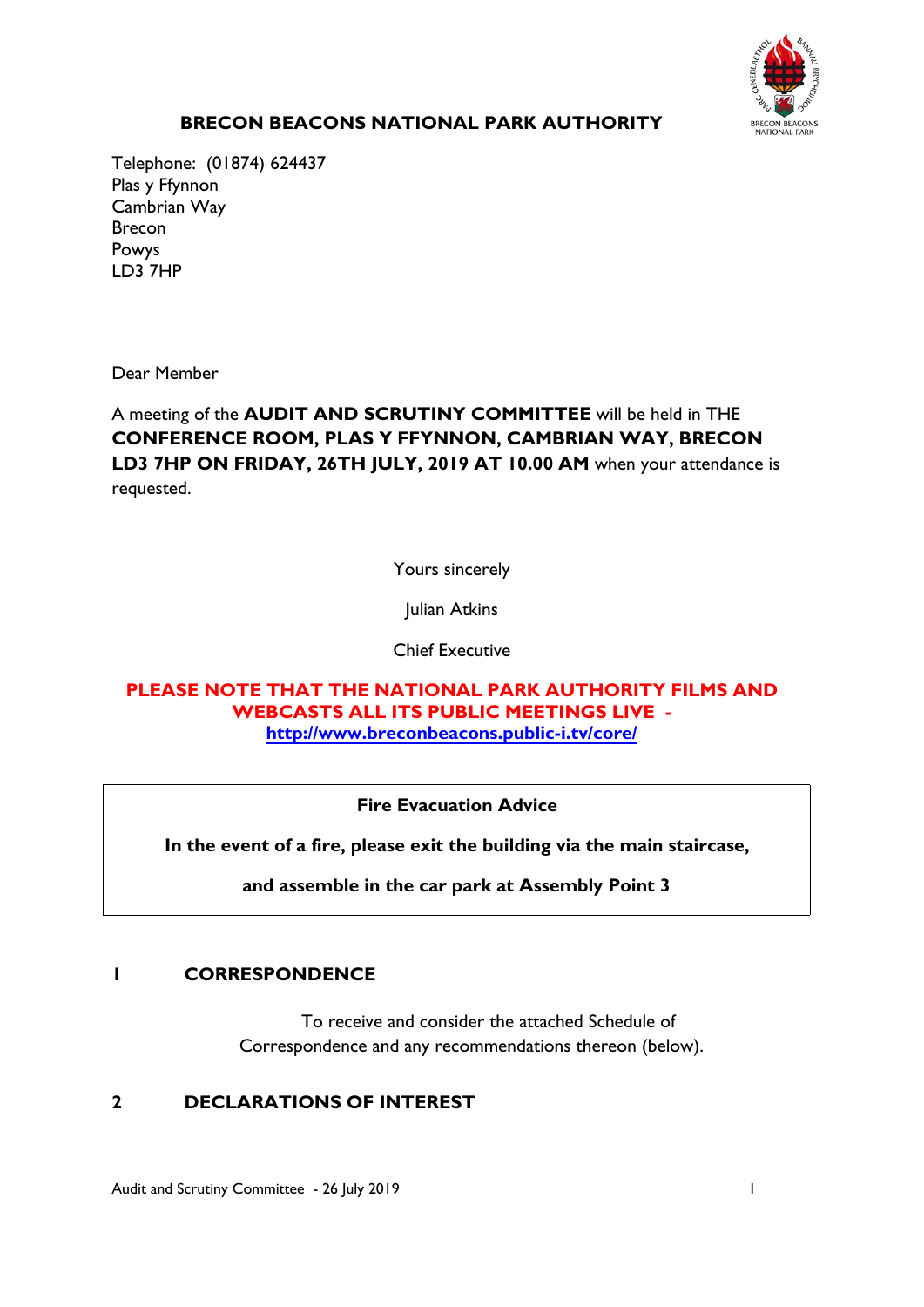# BRECON BEACONS NATIONAL PARK AUTHORITY

Telephone: (01874) 624437
Plas y Ffynnon
Cambrian Way
Brecon
Powys
LD3 7HP

Dear Member

A meeting of the **AUDIT AND SCRUTINY COMMITTEE** will be held in THE **CONFERENCE ROOM, PLAS Y FFYNNON, CAMBRIAN WAY, BRECON LD3 7HP ON FRIDAY, 26TH JULY, 2019 AT 10.00 AM** when your attendance is requested.

Yours sincerely

Julian Atkins

Chief Executive

**PLEASE NOTE THAT THE NATIONAL PARK AUTHORITY FILMS AND WEBCASTS ALL ITS PUBLIC MEETINGS LIVE - http://www.breconbeacons.public-i.tv/core/**

**Fire Evacuation Advice**

**In the event of a fire, please exit the building via the main staircase, and assemble in the car park at Assembly Point 3**

## 1 CORRESPONDENCE

To receive and consider the attached Schedule of Correspondence and any recommendations thereon (below).

## 2 DECLARATIONS OF INTEREST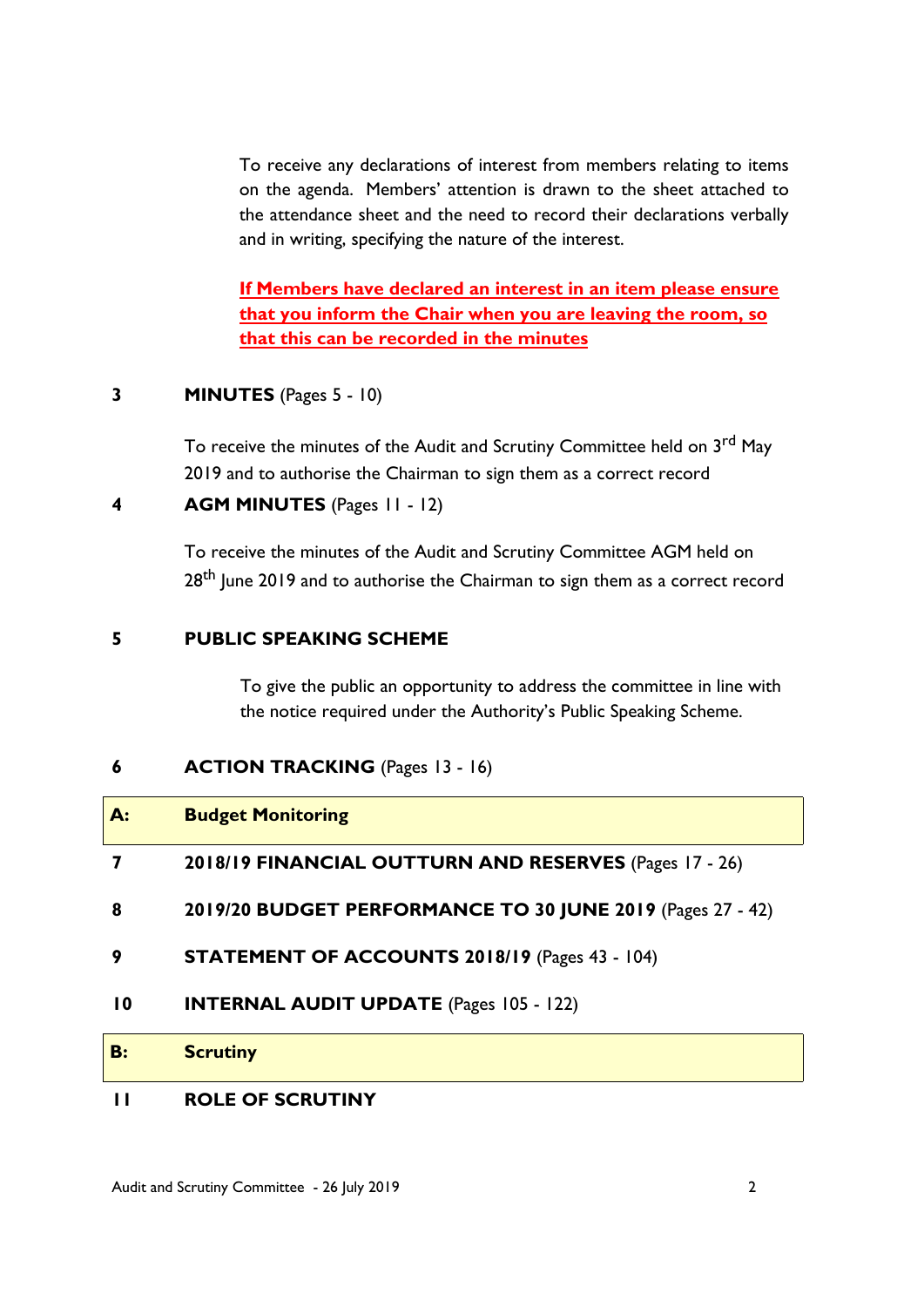To receive any declarations of interest from members relating to items on the agenda. Members' attention is drawn to the sheet attached to the attendance sheet and the need to record their declarations verbally and in writing, specifying the nature of the interest.

**If Members have declared an interest in an item please ensure that you inform the Chair when you are leaving the room, so that this can be recorded in the minutes**

**3 MINUTES** (Pages 5 - 10)

To receive the minutes of the Audit and Scrutiny Committee held on 3rd May 2019 and to authorise the Chairman to sign them as a correct record

**4 AGM MINUTES** (Pages 11 - 12)

To receive the minutes of the Audit and Scrutiny Committee AGM held on 28th June 2019 and to authorise the Chairman to sign them as a correct record

**5 PUBLIC SPEAKING SCHEME**

To give the public an opportunity to address the committee in line with the notice required under the Authority's Public Speaking Scheme.

**6 ACTION TRACKING** (Pages 13 - 16)

**A: Budget Monitoring**

**7 2018/19 FINANCIAL OUTTURN AND RESERVES** (Pages 17 - 26)

**8 2019/20 BUDGET PERFORMANCE TO 30 JUNE 2019** (Pages 27 - 42)

**9 STATEMENT OF ACCOUNTS 2018/19** (Pages 43 - 104)

**10 INTERNAL AUDIT UPDATE** (Pages 105 - 122)

**B: Scrutiny**

**11 ROLE OF SCRUTINY**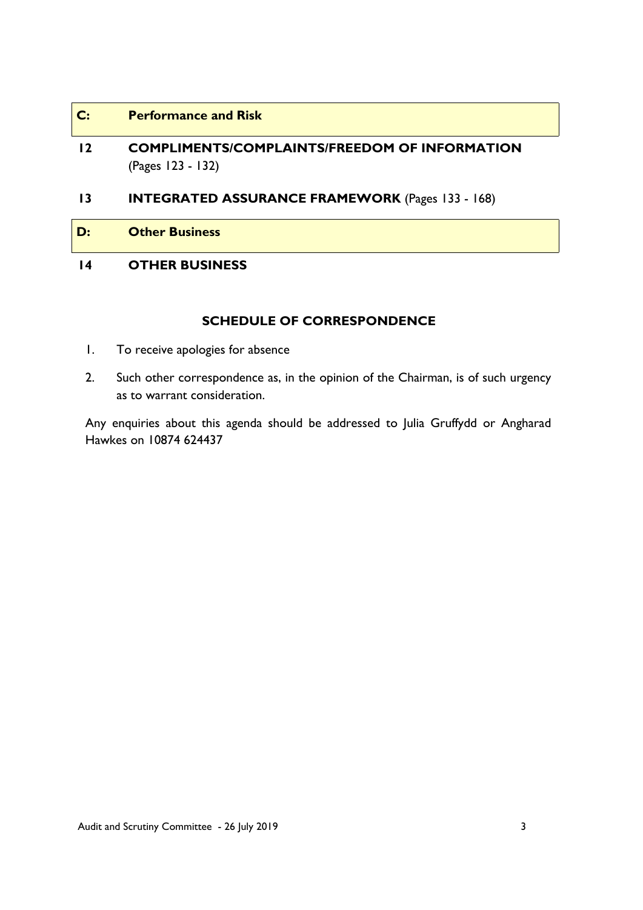## C: Performance and Risk

**12 COMPLIMENTS/COMPLAINTS/FREEDOM OF INFORMATION** (Pages 123 - 132)

**13 INTEGRATED ASSURANCE FRAMEWORK** (Pages 133 - 168)

## D: Other Business

**14 OTHER BUSINESS**

### SCHEDULE OF CORRESPONDENCE

1. To receive apologies for absence
2. Such other correspondence as, in the opinion of the Chairman, is of such urgency as to warrant consideration.

Any enquiries about this agenda should be addressed to Julia Gruffydd or Angharad Hawkes on 10874 624437